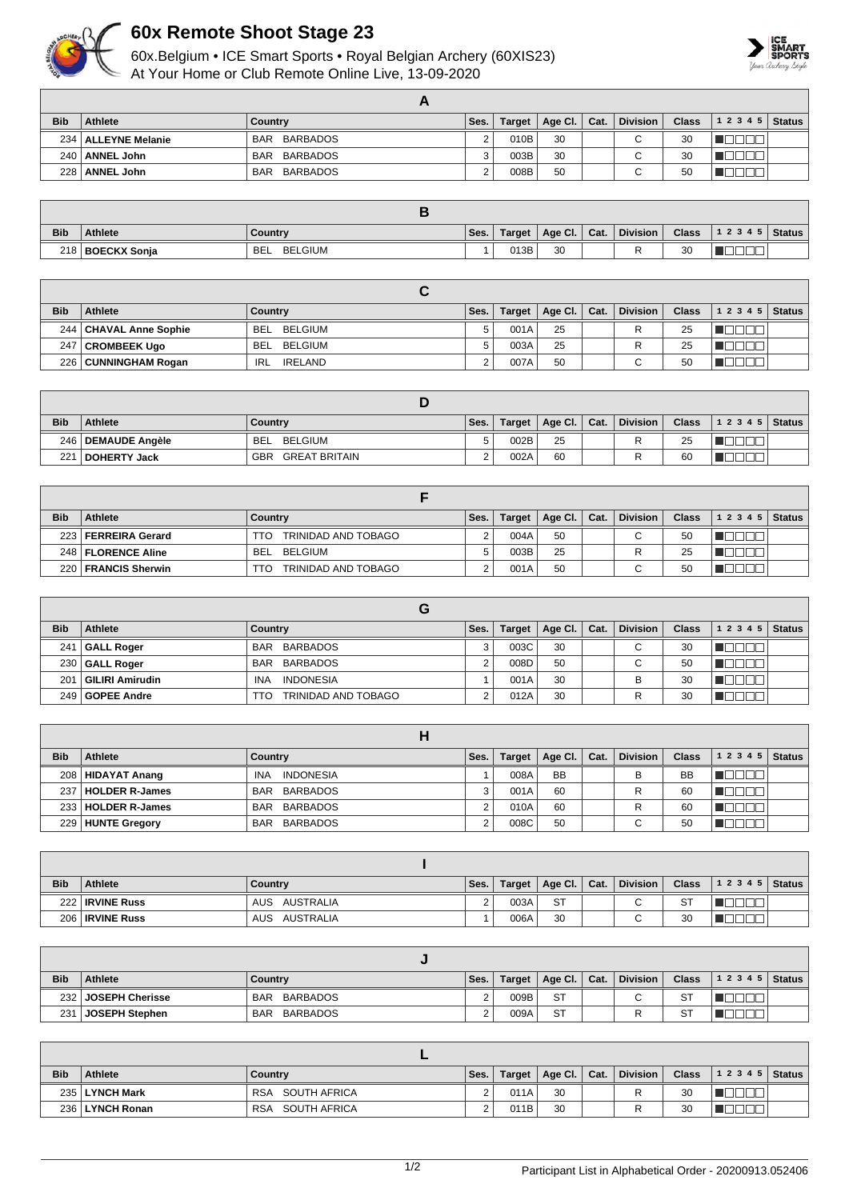# 60x Remote Shoot Stage 23

60x.Belgium • ICE Smart Sports • Royal Belgian Archery (60XIS23)
At Your Home or Club Remote Online Live, 13-09-2020

## A

| Bib | Athlete | Country | Ses. | Target | Age Cl. | Cat. | Division | Class | 1 2 3 4 5 | Status |
|---|---|---|---|---|---|---|---|---|---|---|
| 234 | **ALLEYNE Melanie** | BAR BARBADOS | 2 | 010B | 30 | | C | 30 | | |
| 240 | **ANNEL John** | BAR BARBADOS | 3 | 003B | 30 | | C | 30 | | |
| 228 | **ANNEL John** | BAR BARBADOS | 2 | 008B | 50 | | C | 50 | | |

## B

| Bib | Athlete | Country | Ses. | Target | Age Cl. | Cat. | Division | Class | 1 2 3 4 5 | Status |
|---|---|---|---|---|---|---|---|---|---|---|
| 218 | **BOECKX Sonja** | BEL BELGIUM | 1 | 013B | 30 | | R | 30 | | |

## C

| Bib | Athlete | Country | Ses. | Target | Age Cl. | Cat. | Division | Class | 1 2 3 4 5 | Status |
|---|---|---|---|---|---|---|---|---|---|---|
| 244 | **CHAVAL Anne Sophie** | BEL BELGIUM | 5 | 001A | 25 | | R | 25 | | |
| 247 | **CROMBEEK Ugo** | BEL BELGIUM | 5 | 003A | 25 | | R | 25 | | |
| 226 | **CUNNINGHAM Rogan** | IRL IRELAND | 2 | 007A | 50 | | C | 50 | | |

## D

| Bib | Athlete | Country | Ses. | Target | Age Cl. | Cat. | Division | Class | 1 2 3 4 5 | Status |
|---|---|---|---|---|---|---|---|---|---|---|
| 246 | **DEMAUDE Angèle** | BEL BELGIUM | 5 | 002B | 25 | | R | 25 | | |
| 221 | **DOHERTY Jack** | GBR GREAT BRITAIN | 2 | 002A | 60 | | R | 60 | | |

## F

| Bib | Athlete | Country | Ses. | Target | Age Cl. | Cat. | Division | Class | 1 2 3 4 5 | Status |
|---|---|---|---|---|---|---|---|---|---|---|
| 223 | **FERREIRA Gerard** | TTO TRINIDAD AND TOBAGO | 2 | 004A | 50 | | C | 50 | | |
| 248 | **FLORENCE Aline** | BEL BELGIUM | 5 | 003B | 25 | | R | 25 | | |
| 220 | **FRANCIS Sherwin** | TTO TRINIDAD AND TOBAGO | 2 | 001A | 50 | | C | 50 | | |

## G

| Bib | Athlete | Country | Ses. | Target | Age Cl. | Cat. | Division | Class | 1 2 3 4 5 | Status |
|---|---|---|---|---|---|---|---|---|---|---|
| 241 | **GALL Roger** | BAR BARBADOS | 3 | 003C | 30 | | C | 30 | | |
| 230 | **GALL Roger** | BAR BARBADOS | 2 | 008D | 50 | | C | 50 | | |
| 201 | **GILIRI Amirudin** | INA INDONESIA | 1 | 001A | 30 | | B | 30 | | |
| 249 | **GOPEE Andre** | TTO TRINIDAD AND TOBAGO | 2 | 012A | 30 | | R | 30 | | |

## H

| Bib | Athlete | Country | Ses. | Target | Age Cl. | Cat. | Division | Class | 1 2 3 4 5 | Status |
|---|---|---|---|---|---|---|---|---|---|---|
| 208 | **HIDAYAT Anang** | INA INDONESIA | 1 | 008A | BB | | B | BB | | |
| 237 | **HOLDER R-James** | BAR BARBADOS | 3 | 001A | 60 | | R | 60 | | |
| 233 | **HOLDER R-James** | BAR BARBADOS | 2 | 010A | 60 | | R | 60 | | |
| 229 | **HUNTE Gregory** | BAR BARBADOS | 2 | 008C | 50 | | C | 50 | | |

## I

| Bib | Athlete | Country | Ses. | Target | Age Cl. | Cat. | Division | Class | 1 2 3 4 5 | Status |
|---|---|---|---|---|---|---|---|---|---|---|
| 222 | **IRVINE Russ** | AUS AUSTRALIA | 2 | 003A | ST | | C | ST | | |
| 206 | **IRVINE Russ** | AUS AUSTRALIA | 1 | 006A | 30 | | C | 30 | | |

## J

| Bib | Athlete | Country | Ses. | Target | Age Cl. | Cat. | Division | Class | 1 2 3 4 5 | Status |
|---|---|---|---|---|---|---|---|---|---|---|
| 232 | **JOSEPH Cherisse** | BAR BARBADOS | 2 | 009B | ST | | C | ST | | |
| 231 | **JOSEPH Stephen** | BAR BARBADOS | 2 | 009A | ST | | R | ST | | |

## L

| Bib | Athlete | Country | Ses. | Target | Age Cl. | Cat. | Division | Class | 1 2 3 4 5 | Status |
|---|---|---|---|---|---|---|---|---|---|---|
| 235 | **LYNCH Mark** | RSA SOUTH AFRICA | 2 | 011A | 30 | | R | 30 | | |
| 236 | **LYNCH Ronan** | RSA SOUTH AFRICA | 2 | 011B | 30 | | R | 30 | | |

Participant List in Alphabetical Order - 20200913.052406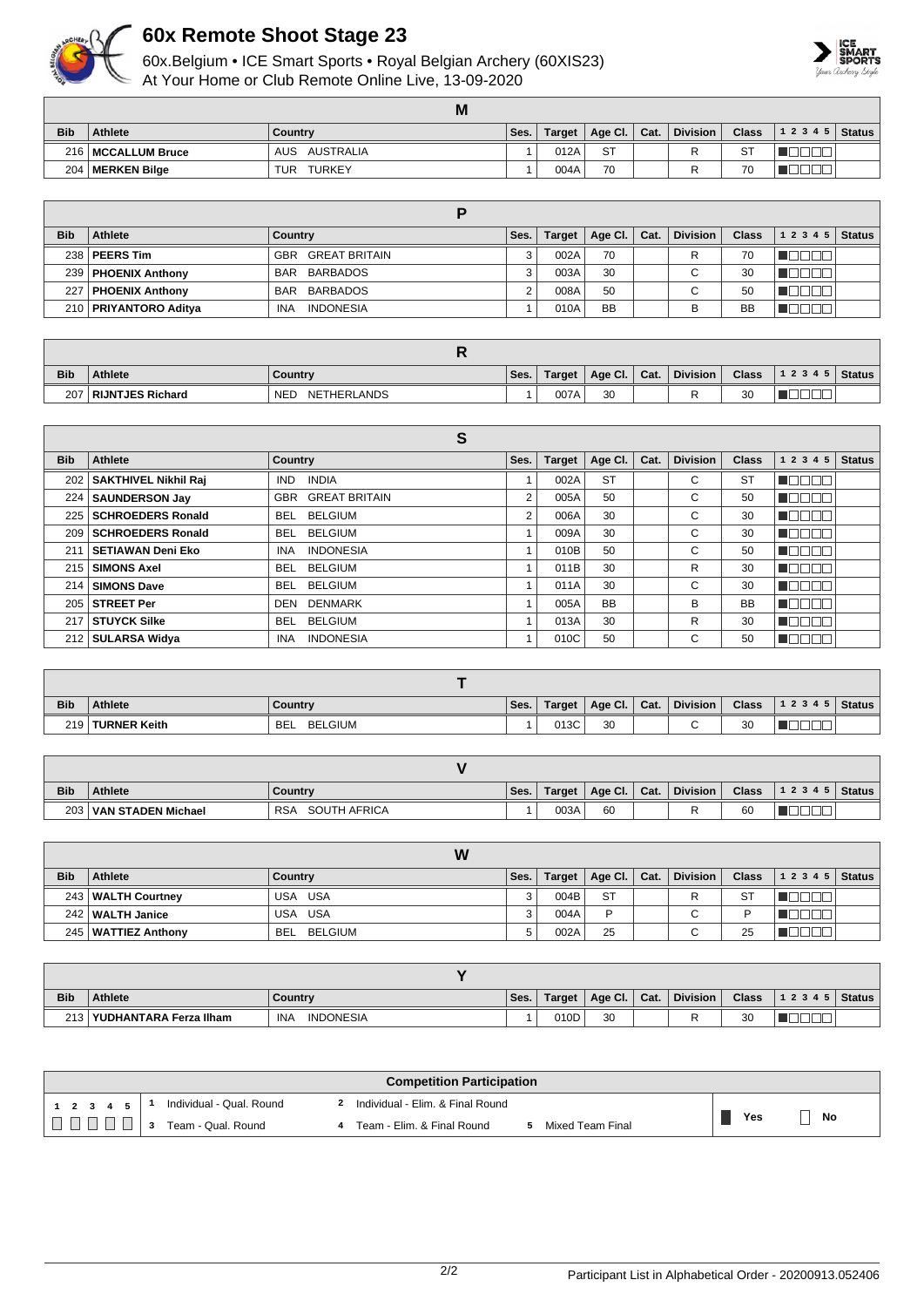# 60x Remote Shoot Stage 23

60x.Belgium • ICE Smart Sports • Royal Belgian Archery (60XIS23)
At Your Home or Club Remote Online Live, 13-09-2020

## M

| Bib | Athlete | Country | Ses. | Target | Age Cl. | Cat. | Division | Class | 1 2 3 4 5 | Status |
|---|---|---|---|---|---|---|---|---|---|---|
| 216 | **MCCALLUM Bruce** | AUS AUSTRALIA | 1 | 012A | ST | | R | ST | ■□□□□ | |
| 204 | **MERKEN Bilge** | TUR TURKEY | 1 | 004A | 70 | | R | 70 | ■□□□□ | |

## P

| Bib | Athlete | Country | Ses. | Target | Age Cl. | Cat. | Division | Class | 1 2 3 4 5 | Status |
|---|---|---|---|---|---|---|---|---|---|---|
| 238 | **PEERS Tim** | GBR GREAT BRITAIN | 3 | 002A | 70 | | R | 70 | ■□□□□ | |
| 239 | **PHOENIX Anthony** | BAR BARBADOS | 3 | 003A | 30 | | C | 30 | ■□□□□ | |
| 227 | **PHOENIX Anthony** | BAR BARBADOS | 2 | 008A | 50 | | C | 50 | ■□□□□ | |
| 210 | **PRIYANTORO Aditya** | INA INDONESIA | 1 | 010A | BB | | B | BB | ■□□□□ | |

## R

| Bib | Athlete | Country | Ses. | Target | Age Cl. | Cat. | Division | Class | 1 2 3 4 5 | Status |
|---|---|---|---|---|---|---|---|---|---|---|
| 207 | **RIJNTJES Richard** | NED NETHERLANDS | 1 | 007A | 30 | | R | 30 | ■□□□□ | |

## S

| Bib | Athlete | Country | Ses. | Target | Age Cl. | Cat. | Division | Class | 1 2 3 4 5 | Status |
|---|---|---|---|---|---|---|---|---|---|---|
| 202 | **SAKTHIVEL Nikhil Raj** | IND INDIA | 1 | 002A | ST | | C | ST | ■□□□□ | |
| 224 | **SAUNDERSON Jay** | GBR GREAT BRITAIN | 2 | 005A | 50 | | C | 50 | ■□□□□ | |
| 225 | **SCHROEDERS Ronald** | BEL BELGIUM | 2 | 006A | 30 | | C | 30 | ■□□□□ | |
| 209 | **SCHROEDERS Ronald** | BEL BELGIUM | 1 | 009A | 30 | | C | 30 | ■□□□□ | |
| 211 | **SETIAWAN Deni Eko** | INA INDONESIA | 1 | 010B | 50 | | C | 50 | ■□□□□ | |
| 215 | **SIMONS Axel** | BEL BELGIUM | 1 | 011B | 30 | | R | 30 | ■□□□□ | |
| 214 | **SIMONS Dave** | BEL BELGIUM | 1 | 011A | 30 | | C | 30 | ■□□□□ | |
| 205 | **STREET Per** | DEN DENMARK | 1 | 005A | BB | | B | BB | ■□□□□ | |
| 217 | **STUYCK Silke** | BEL BELGIUM | 1 | 013A | 30 | | R | 30 | ■□□□□ | |
| 212 | **SULARSA Widya** | INA INDONESIA | 1 | 010C | 50 | | C | 50 | ■□□□□ | |

## T

| Bib | Athlete | Country | Ses. | Target | Age Cl. | Cat. | Division | Class | 1 2 3 4 5 | Status |
|---|---|---|---|---|---|---|---|---|---|---|
| 219 | **TURNER Keith** | BEL BELGIUM | 1 | 013C | 30 | | C | 30 | ■□□□□ | |

## V

| Bib | Athlete | Country | Ses. | Target | Age Cl. | Cat. | Division | Class | 1 2 3 4 5 | Status |
|---|---|---|---|---|---|---|---|---|---|---|
| 203 | **VAN STADEN Michael** | RSA SOUTH AFRICA | 1 | 003A | 60 | | R | 60 | ■□□□□ | |

## W

| Bib | Athlete | Country | Ses. | Target | Age Cl. | Cat. | Division | Class | 1 2 3 4 5 | Status |
|---|---|---|---|---|---|---|---|---|---|---|
| 243 | **WALTH Courtney** | USA USA | 3 | 004B | ST | | R | ST | ■□□□□ | |
| 242 | **WALTH Janice** | USA USA | 3 | 004A | P | | C | P | ■□□□□ | |
| 245 | **WATTIEZ Anthony** | BEL BELGIUM | 5 | 002A | 25 | | C | 25 | ■□□□□ | |

## Y

| Bib | Athlete | Country | Ses. | Target | Age Cl. | Cat. | Division | Class | 1 2 3 4 5 | Status |
|---|---|---|---|---|---|---|---|---|---|---|
| 213 | **YUDHANTARA Ferza Ilham** | INA INDONESIA | 1 | 010D | 30 | | R | 30 | ■□□□□ | |

**Competition Participation**

1 2 3 4 5 — 1 Individual - Qual. Round; 2 Individual - Elim. & Final Round; 3 Team - Qual. Round; 4 Team - Elim. & Final Round; 5 Mixed Team Final

■ Yes □ No

Participant List in Alphabetical Order - 20200913.052406